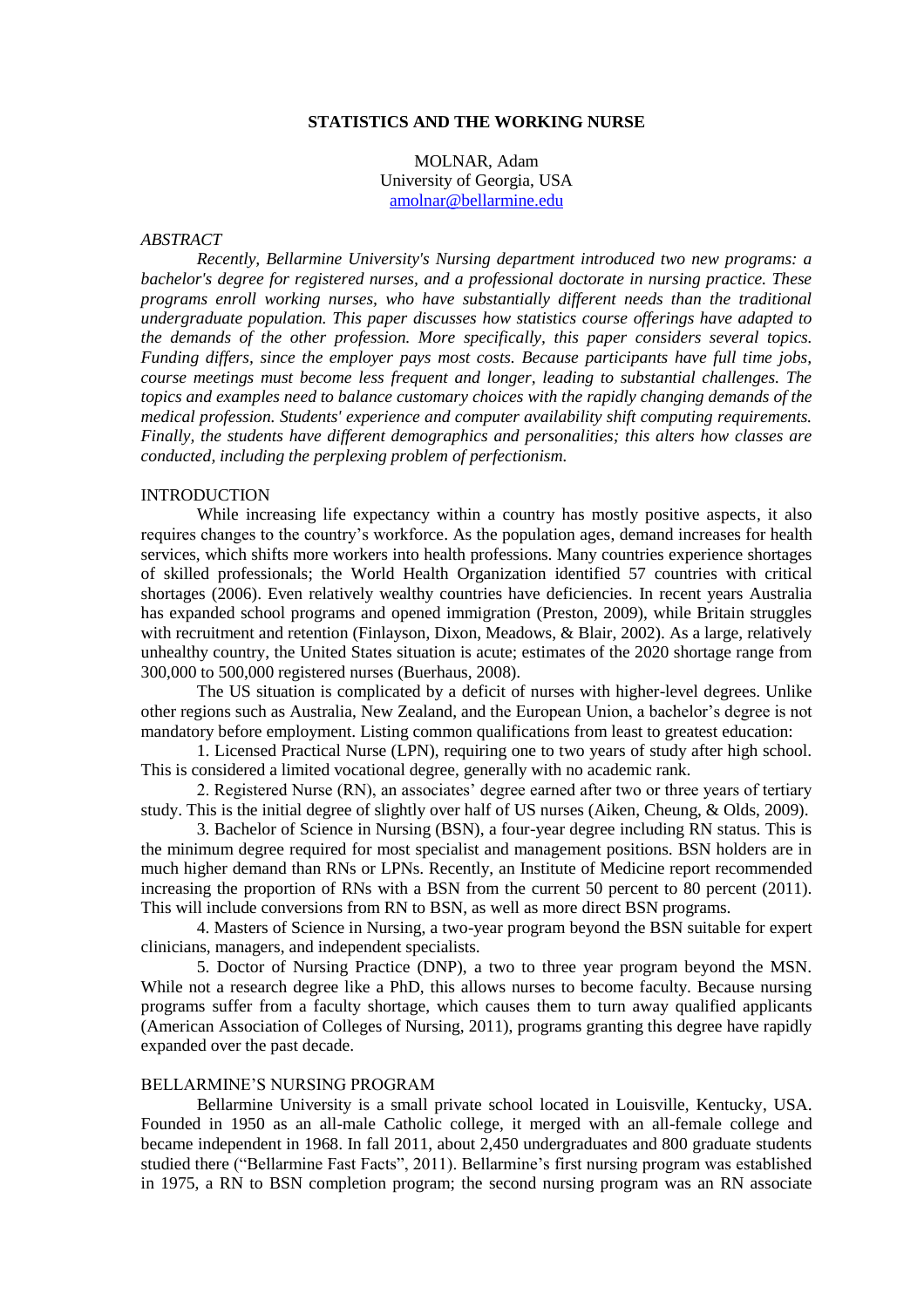# STATISTICS AND THE WORKING NURSE

MOLNAR, Adam
University of Georgia, USA
amolnar@bellarmine.edu

*ABSTRACT*

*Recently, Bellarmine University's Nursing department introduced two new programs: a bachelor's degree for registered nurses, and a professional doctorate in nursing practice. These programs enroll working nurses, who have substantially different needs than the traditional undergraduate population. This paper discusses how statistics course offerings have adapted to the demands of the other profession. More specifically, this paper considers several topics. Funding differs, since the employer pays most costs. Because participants have full time jobs, course meetings must become less frequent and longer, leading to substantial challenges. The topics and examples need to balance customary choices with the rapidly changing demands of the medical profession. Students' experience and computer availability shift computing requirements. Finally, the students have different demographics and personalities; this alters how classes are conducted, including the perplexing problem of perfectionism.*

## INTRODUCTION

While increasing life expectancy within a country has mostly positive aspects, it also requires changes to the country's workforce. As the population ages, demand increases for health services, which shifts more workers into health professions. Many countries experience shortages of skilled professionals; the World Health Organization identified 57 countries with critical shortages (2006). Even relatively wealthy countries have deficiencies. In recent years Australia has expanded school programs and opened immigration (Preston, 2009), while Britain struggles with recruitment and retention (Finlayson, Dixon, Meadows, & Blair, 2002). As a large, relatively unhealthy country, the United States situation is acute; estimates of the 2020 shortage range from 300,000 to 500,000 registered nurses (Buerhaus, 2008).

The US situation is complicated by a deficit of nurses with higher-level degrees. Unlike other regions such as Australia, New Zealand, and the European Union, a bachelor's degree is not mandatory before employment. Listing common qualifications from least to greatest education:

1. Licensed Practical Nurse (LPN), requiring one to two years of study after high school. This is considered a limited vocational degree, generally with no academic rank.

2. Registered Nurse (RN), an associates' degree earned after two or three years of tertiary study. This is the initial degree of slightly over half of US nurses (Aiken, Cheung, & Olds, 2009).

3. Bachelor of Science in Nursing (BSN), a four-year degree including RN status. This is the minimum degree required for most specialist and management positions. BSN holders are in much higher demand than RNs or LPNs. Recently, an Institute of Medicine report recommended increasing the proportion of RNs with a BSN from the current 50 percent to 80 percent (2011). This will include conversions from RN to BSN, as well as more direct BSN programs.

4. Masters of Science in Nursing, a two-year program beyond the BSN suitable for expert clinicians, managers, and independent specialists.

5. Doctor of Nursing Practice (DNP), a two to three year program beyond the MSN. While not a research degree like a PhD, this allows nurses to become faculty. Because nursing programs suffer from a faculty shortage, which causes them to turn away qualified applicants (American Association of Colleges of Nursing, 2011), programs granting this degree have rapidly expanded over the past decade.

## BELLARMINE'S NURSING PROGRAM

Bellarmine University is a small private school located in Louisville, Kentucky, USA. Founded in 1950 as an all-male Catholic college, it merged with an all-female college and became independent in 1968. In fall 2011, about 2,450 undergraduates and 800 graduate students studied there ("Bellarmine Fast Facts", 2011). Bellarmine's first nursing program was established in 1975, a RN to BSN completion program; the second nursing program was an RN associate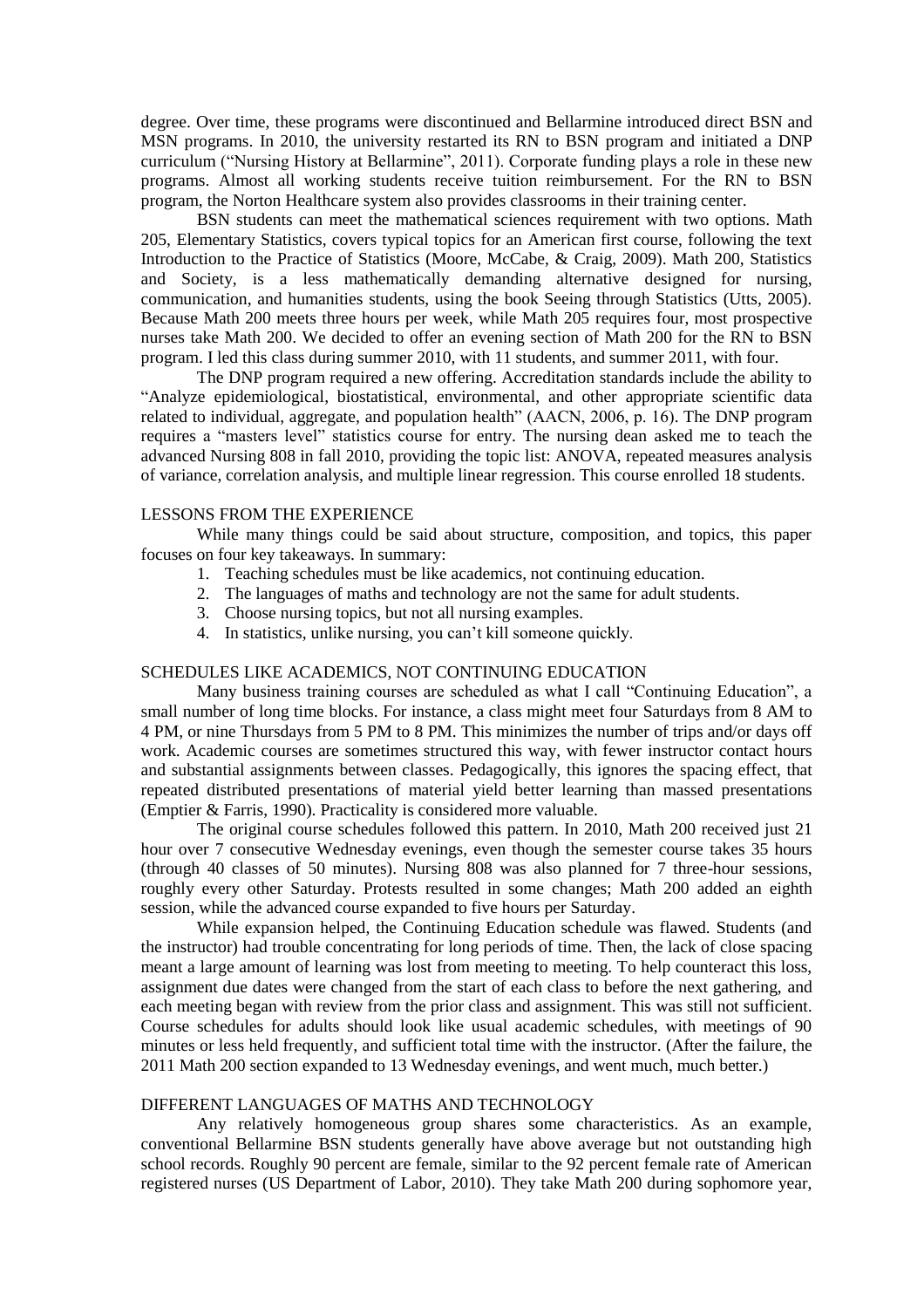degree. Over time, these programs were discontinued and Bellarmine introduced direct BSN and MSN programs. In 2010, the university restarted its RN to BSN program and initiated a DNP curriculum ("Nursing History at Bellarmine", 2011). Corporate funding plays a role in these new programs. Almost all working students receive tuition reimbursement. For the RN to BSN program, the Norton Healthcare system also provides classrooms in their training center.

BSN students can meet the mathematical sciences requirement with two options. Math 205, Elementary Statistics, covers typical topics for an American first course, following the text Introduction to the Practice of Statistics (Moore, McCabe, & Craig, 2009). Math 200, Statistics and Society, is a less mathematically demanding alternative designed for nursing, communication, and humanities students, using the book Seeing through Statistics (Utts, 2005). Because Math 200 meets three hours per week, while Math 205 requires four, most prospective nurses take Math 200. We decided to offer an evening section of Math 200 for the RN to BSN program. I led this class during summer 2010, with 11 students, and summer 2011, with four.

The DNP program required a new offering. Accreditation standards include the ability to "Analyze epidemiological, biostatistical, environmental, and other appropriate scientific data related to individual, aggregate, and population health" (AACN, 2006, p. 16). The DNP program requires a "masters level" statistics course for entry. The nursing dean asked me to teach the advanced Nursing 808 in fall 2010, providing the topic list: ANOVA, repeated measures analysis of variance, correlation analysis, and multiple linear regression. This course enrolled 18 students.

## LESSONS FROM THE EXPERIENCE

While many things could be said about structure, composition, and topics, this paper focuses on four key takeaways. In summary:

1. Teaching schedules must be like academics, not continuing education.
2. The languages of maths and technology are not the same for adult students.
3. Choose nursing topics, but not all nursing examples.
4. In statistics, unlike nursing, you can't kill someone quickly.

## SCHEDULES LIKE ACADEMICS, NOT CONTINUING EDUCATION

Many business training courses are scheduled as what I call "Continuing Education", a small number of long time blocks. For instance, a class might meet four Saturdays from 8 AM to 4 PM, or nine Thursdays from 5 PM to 8 PM. This minimizes the number of trips and/or days off work. Academic courses are sometimes structured this way, with fewer instructor contact hours and substantial assignments between classes. Pedagogically, this ignores the spacing effect, that repeated distributed presentations of material yield better learning than massed presentations (Emptier & Farris, 1990). Practicality is considered more valuable.

The original course schedules followed this pattern. In 2010, Math 200 received just 21 hour over 7 consecutive Wednesday evenings, even though the semester course takes 35 hours (through 40 classes of 50 minutes). Nursing 808 was also planned for 7 three-hour sessions, roughly every other Saturday. Protests resulted in some changes; Math 200 added an eighth session, while the advanced course expanded to five hours per Saturday.

While expansion helped, the Continuing Education schedule was flawed. Students (and the instructor) had trouble concentrating for long periods of time. Then, the lack of close spacing meant a large amount of learning was lost from meeting to meeting. To help counteract this loss, assignment due dates were changed from the start of each class to before the next gathering, and each meeting began with review from the prior class and assignment. This was still not sufficient. Course schedules for adults should look like usual academic schedules, with meetings of 90 minutes or less held frequently, and sufficient total time with the instructor. (After the failure, the 2011 Math 200 section expanded to 13 Wednesday evenings, and went much, much better.)

## DIFFERENT LANGUAGES OF MATHS AND TECHNOLOGY

Any relatively homogeneous group shares some characteristics. As an example, conventional Bellarmine BSN students generally have above average but not outstanding high school records. Roughly 90 percent are female, similar to the 92 percent female rate of American registered nurses (US Department of Labor, 2010). They take Math 200 during sophomore year,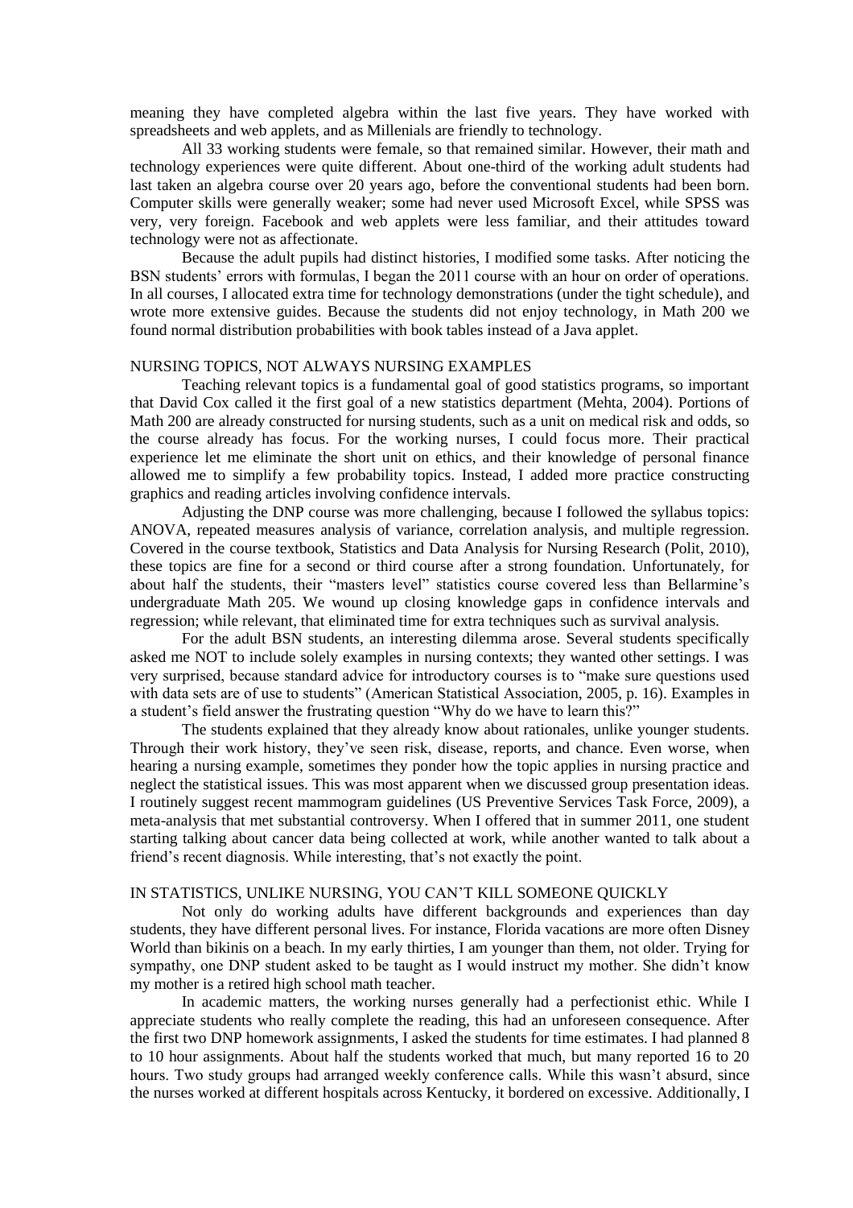meaning they have completed algebra within the last five years. They have worked with spreadsheets and web applets, and as Millenials are friendly to technology.

All 33 working students were female, so that remained similar. However, their math and technology experiences were quite different. About one-third of the working adult students had last taken an algebra course over 20 years ago, before the conventional students had been born. Computer skills were generally weaker; some had never used Microsoft Excel, while SPSS was very, very foreign. Facebook and web applets were less familiar, and their attitudes toward technology were not as affectionate.

Because the adult pupils had distinct histories, I modified some tasks. After noticing the BSN students' errors with formulas, I began the 2011 course with an hour on order of operations. In all courses, I allocated extra time for technology demonstrations (under the tight schedule), and wrote more extensive guides. Because the students did not enjoy technology, in Math 200 we found normal distribution probabilities with book tables instead of a Java applet.

## NURSING TOPICS, NOT ALWAYS NURSING EXAMPLES

Teaching relevant topics is a fundamental goal of good statistics programs, so important that David Cox called it the first goal of a new statistics department (Mehta, 2004). Portions of Math 200 are already constructed for nursing students, such as a unit on medical risk and odds, so the course already has focus. For the working nurses, I could focus more. Their practical experience let me eliminate the short unit on ethics, and their knowledge of personal finance allowed me to simplify a few probability topics. Instead, I added more practice constructing graphics and reading articles involving confidence intervals.

Adjusting the DNP course was more challenging, because I followed the syllabus topics: ANOVA, repeated measures analysis of variance, correlation analysis, and multiple regression. Covered in the course textbook, Statistics and Data Analysis for Nursing Research (Polit, 2010), these topics are fine for a second or third course after a strong foundation. Unfortunately, for about half the students, their "masters level" statistics course covered less than Bellarmine's undergraduate Math 205. We wound up closing knowledge gaps in confidence intervals and regression; while relevant, that eliminated time for extra techniques such as survival analysis.

For the adult BSN students, an interesting dilemma arose. Several students specifically asked me NOT to include solely examples in nursing contexts; they wanted other settings. I was very surprised, because standard advice for introductory courses is to "make sure questions used with data sets are of use to students" (American Statistical Association, 2005, p. 16). Examples in a student's field answer the frustrating question "Why do we have to learn this?"

The students explained that they already know about rationales, unlike younger students. Through their work history, they've seen risk, disease, reports, and chance. Even worse, when hearing a nursing example, sometimes they ponder how the topic applies in nursing practice and neglect the statistical issues. This was most apparent when we discussed group presentation ideas. I routinely suggest recent mammogram guidelines (US Preventive Services Task Force, 2009), a meta-analysis that met substantial controversy. When I offered that in summer 2011, one student starting talking about cancer data being collected at work, while another wanted to talk about a friend's recent diagnosis. While interesting, that's not exactly the point.

## IN STATISTICS, UNLIKE NURSING, YOU CAN'T KILL SOMEONE QUICKLY

Not only do working adults have different backgrounds and experiences than day students, they have different personal lives. For instance, Florida vacations are more often Disney World than bikinis on a beach. In my early thirties, I am younger than them, not older. Trying for sympathy, one DNP student asked to be taught as I would instruct my mother. She didn't know my mother is a retired high school math teacher.

In academic matters, the working nurses generally had a perfectionist ethic. While I appreciate students who really complete the reading, this had an unforeseen consequence. After the first two DNP homework assignments, I asked the students for time estimates. I had planned 8 to 10 hour assignments. About half the students worked that much, but many reported 16 to 20 hours. Two study groups had arranged weekly conference calls. While this wasn't absurd, since the nurses worked at different hospitals across Kentucky, it bordered on excessive. Additionally, I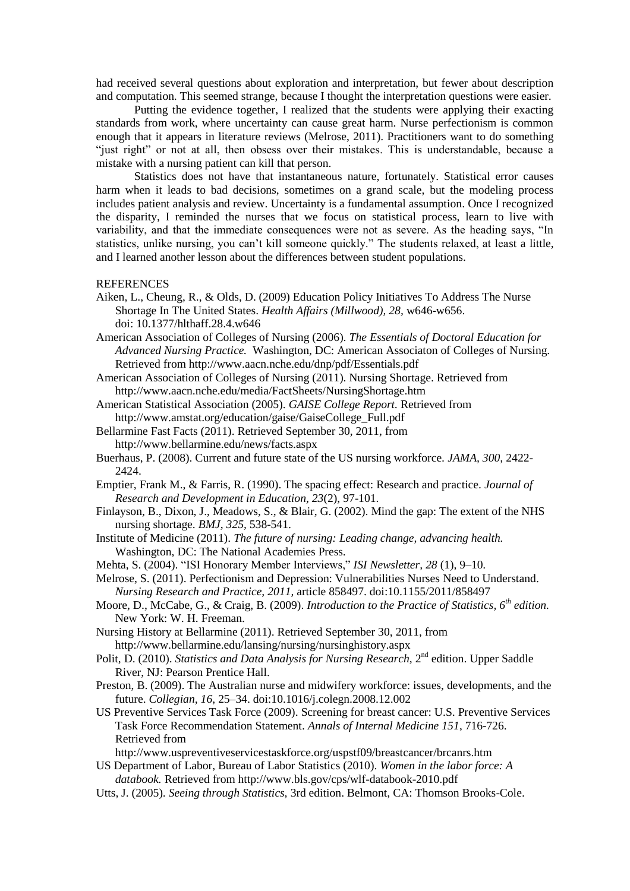had received several questions about exploration and interpretation, but fewer about description and computation. This seemed strange, because I thought the interpretation questions were easier.

Putting the evidence together, I realized that the students were applying their exacting standards from work, where uncertainty can cause great harm. Nurse perfectionism is common enough that it appears in literature reviews (Melrose, 2011). Practitioners want to do something "just right" or not at all, then obsess over their mistakes. This is understandable, because a mistake with a nursing patient can kill that person.

Statistics does not have that instantaneous nature, fortunately. Statistical error causes harm when it leads to bad decisions, sometimes on a grand scale, but the modeling process includes patient analysis and review. Uncertainty is a fundamental assumption. Once I recognized the disparity, I reminded the nurses that we focus on statistical process, learn to live with variability, and that the immediate consequences were not as severe. As the heading says, "In statistics, unlike nursing, you can't kill someone quickly." The students relaxed, at least a little, and I learned another lesson about the differences between student populations.

## REFERENCES

Aiken, L., Cheung, R., & Olds, D. (2009) Education Policy Initiatives To Address The Nurse Shortage In The United States. *Health Affairs (Millwood), 28*, w646-w656. doi: 10.1377/hlthaff.28.4.w646

American Association of Colleges of Nursing (2006). *The Essentials of Doctoral Education for Advanced Nursing Practice.* Washington, DC: American Associaton of Colleges of Nursing. Retrieved from http://www.aacn.nche.edu/dnp/pdf/Essentials.pdf

American Association of Colleges of Nursing (2011). Nursing Shortage. Retrieved from http://www.aacn.nche.edu/media/FactSheets/NursingShortage.htm

American Statistical Association (2005). *GAISE College Report.* Retrieved from http://www.amstat.org/education/gaise/GaiseCollege_Full.pdf

Bellarmine Fast Facts (2011). Retrieved September 30, 2011, from http://www.bellarmine.edu/news/facts.aspx

Buerhaus, P. (2008). Current and future state of the US nursing workforce. *JAMA, 300,* 2422-2424.

Emptier, Frank M., & Farris, R. (1990). The spacing effect: Research and practice. *Journal of Research and Development in Education, 23*(2), 97-101.

Finlayson, B., Dixon, J., Meadows, S., & Blair, G. (2002). Mind the gap: The extent of the NHS nursing shortage. *BMJ, 325,* 538-541.

Institute of Medicine (2011). *The future of nursing: Leading change, advancing health.* Washington, DC: The National Academies Press.

Mehta, S. (2004). "ISI Honorary Member Interviews," *ISI Newsletter, 28* (1), 9–10.

Melrose, S. (2011). Perfectionism and Depression: Vulnerabilities Nurses Need to Understand. *Nursing Research and Practice, 2011,* article 858497. doi:10.1155/2011/858497

Moore, D., McCabe, G., & Craig, B. (2009). *Introduction to the Practice of Statistics, 6th edition.* New York: W. H. Freeman.

Nursing History at Bellarmine (2011). Retrieved September 30, 2011, from http://www.bellarmine.edu/lansing/nursing/nursinghistory.aspx

Polit, D. (2010). *Statistics and Data Analysis for Nursing Research,* 2nd edition. Upper Saddle River, NJ: Pearson Prentice Hall.

Preston, B. (2009). The Australian nurse and midwifery workforce: issues, developments, and the future. *Collegian, 16*, 25–34. doi:10.1016/j.colegn.2008.12.002

US Preventive Services Task Force (2009). Screening for breast cancer: U.S. Preventive Services Task Force Recommendation Statement. *Annals of Internal Medicine 151*, 716-726. Retrieved from http://www.uspreventiveservicestaskforce.org/uspstf09/breastcancer/brcanrs.htm

US Department of Labor, Bureau of Labor Statistics (2010). *Women in the labor force: A databook.* Retrieved from http://www.bls.gov/cps/wlf-databook-2010.pdf

Utts, J. (2005). *Seeing through Statistics,* 3rd edition. Belmont, CA: Thomson Brooks-Cole.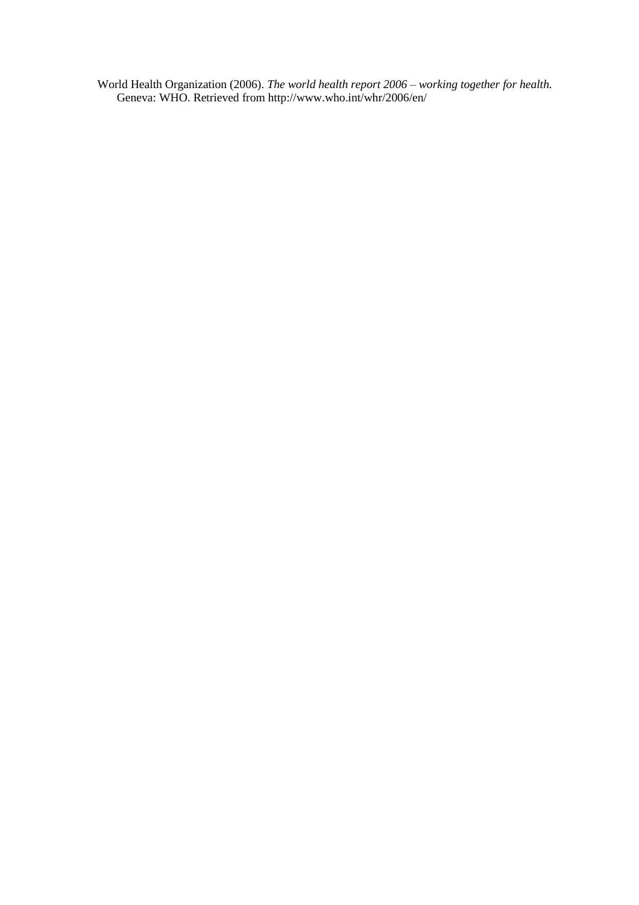World Health Organization (2006). *The world health report 2006 – working together for health.* Geneva: WHO. Retrieved from http://www.who.int/whr/2006/en/